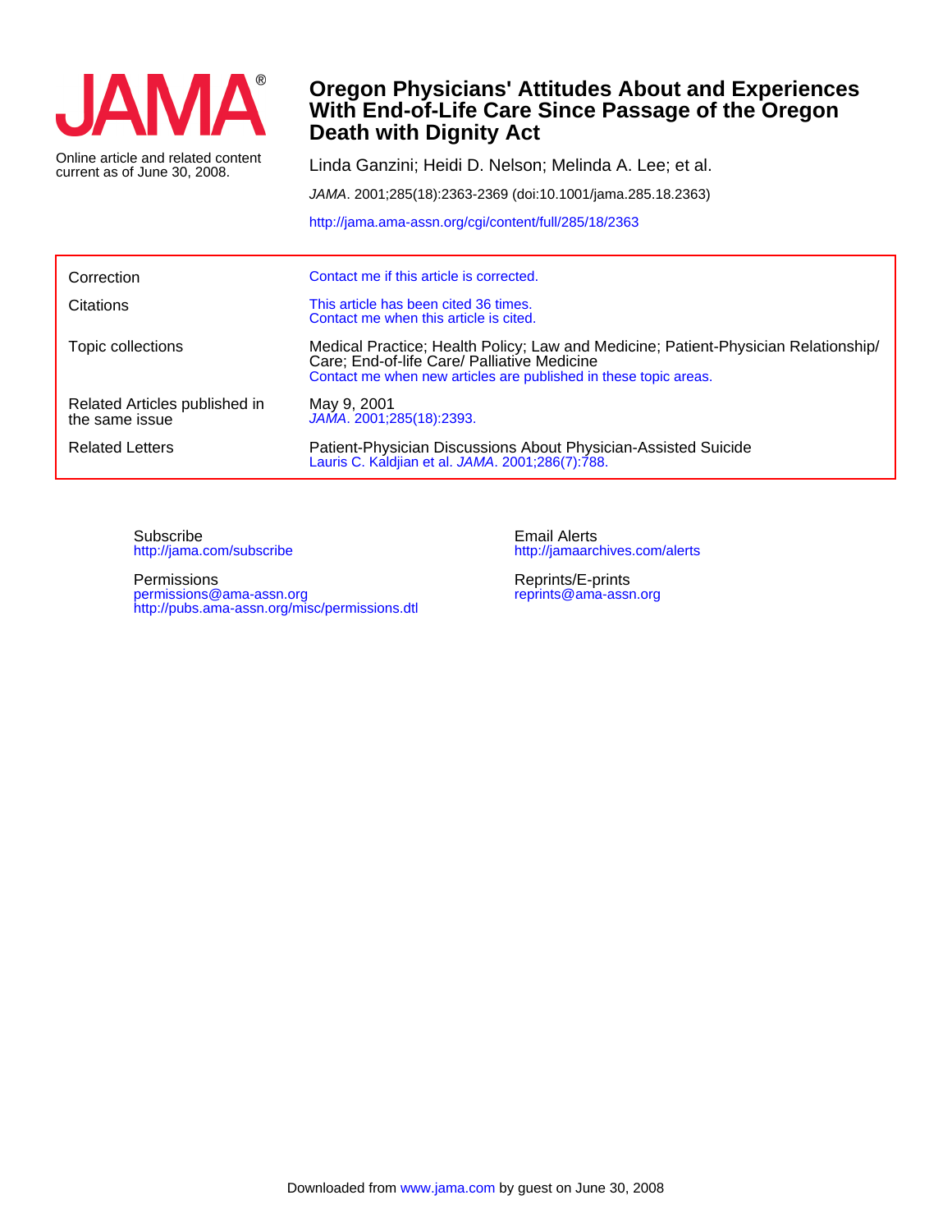# JAMA®

Online article and related content current as of June 30, 2008.

# Oregon Physicians' Attitudes About and Experiences With End-of-Life Care Since Passage of the Oregon Death with Dignity Act

Linda Ganzini; Heidi D. Nelson; Melinda A. Lee; et al.

*JAMA*. 2001;285(18):2363-2369 (doi:10.1001/jama.285.18.2363)

http://jama.ama-assn.org/cgi/content/full/285/18/2363

| | |
|---|---|
| Correction | Contact me if this article is corrected. |
| Citations | This article has been cited 36 times. Contact me when this article is cited. |
| Topic collections | Medical Practice; Health Policy; Law and Medicine; Patient-Physician Relationship/ Care; End-of-life Care/ Palliative Medicine. Contact me when new articles are published in these topic areas. |
| Related Articles published in the same issue | May 9, 2001. *JAMA*. 2001;285(18):2393. |
| Related Letters | Patient-Physician Discussions About Physician-Assisted Suicide. Lauris C. Kaldjian et al. *JAMA*. 2001;286(7):788. |

Subscribe
http://jama.com/subscribe

Permissions
permissions@ama-assn.org
http://pubs.ama-assn.org/misc/permissions.dtl

Email Alerts
http://jamaarchives.com/alerts

Reprints/E-prints
reprints@ama-assn.org

Downloaded from www.jama.com by guest on June 30, 2008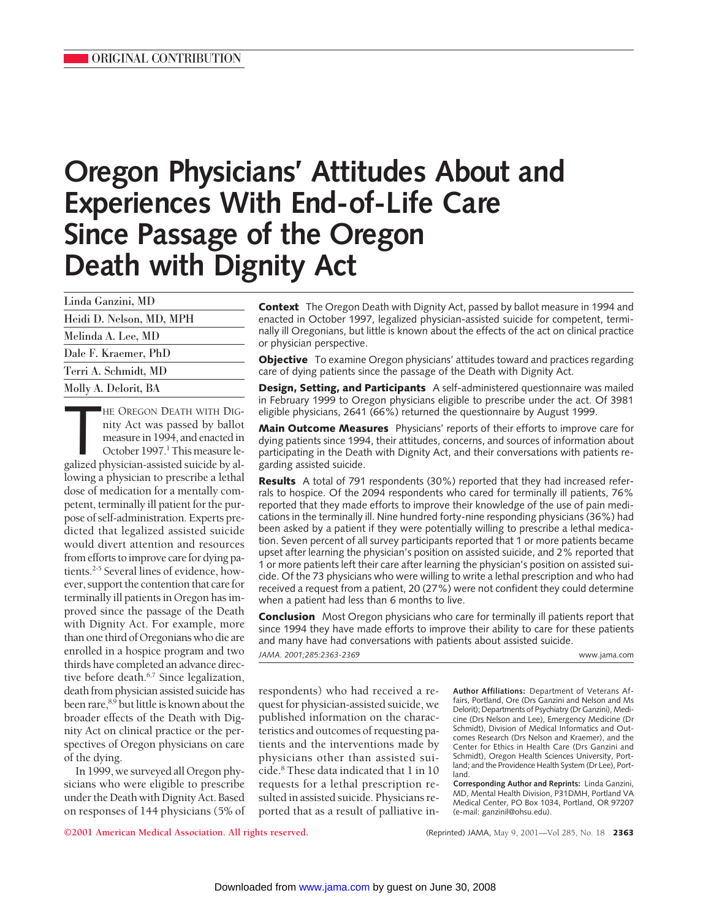ORIGINAL CONTRIBUTION

# Oregon Physicians' Attitudes About and Experiences With End-of-Life Care Since Passage of the Oregon Death with Dignity Act

Linda Ganzini, MD

Heidi D. Nelson, MD, MPH

Melinda A. Lee, MD

Dale F. Kraemer, PhD

Terri A. Schmidt, MD

Molly A. Delorit, BA

**Context** The Oregon Death with Dignity Act, passed by ballot measure in 1994 and enacted in October 1997, legalized physician-assisted suicide for competent, terminally ill Oregonians, but little is known about the effects of the act on clinical practice or physician perspective.

**Objective** To examine Oregon physicians' attitudes toward and practices regarding care of dying patients since the passage of the Death with Dignity Act.

**Design, Setting, and Participants** A self-administered questionnaire was mailed in February 1999 to Oregon physicians eligible to prescribe under the act. Of 3981 eligible physicians, 2641 (66%) returned the questionnaire by August 1999.

**Main Outcome Measures** Physicians' reports of their efforts to improve care for dying patients since 1994, their attitudes, concerns, and sources of information about participating in the Death with Dignity Act, and their conversations with patients regarding assisted suicide.

**Results** A total of 791 respondents (30%) reported that they had increased referrals to hospice. Of the 2094 respondents who cared for terminally ill patients, 76% reported that they made efforts to improve their knowledge of the use of pain medications in the terminally ill. Nine hundred forty-nine responding physicians (36%) had been asked by a patient if they were potentially willing to prescribe a lethal medication. Seven percent of all survey participants reported that 1 or more patients became upset after learning the physician's position on assisted suicide, and 2% reported that 1 or more patients left their care after learning the physician's position on assisted suicide. Of the 73 physicians who were willing to write a lethal prescription and who had received a request from a patient, 20 (27%) were not confident they could determine when a patient had less than 6 months to live.

**Conclusion** Most Oregon physicians who care for terminally ill patients report that since 1994 they have made efforts to improve their ability to care for these patients and many have had conversations with patients about assisted suicide.

*JAMA. 2001;285:2363-2369* www.jama.com

THE OREGON DEATH WITH DIGNITY Act was passed by ballot measure in 1994, and enacted in October 1997.[1] This measure legalized physician-assisted suicide by allowing a physician to prescribe a lethal dose of medication for a mentally competent, terminally ill patient for the purpose of self-administration. Experts predicted that legalized assisted suicide would divert attention and resources from efforts to improve care for dying patients.[2-5] Several lines of evidence, however, support the contention that care for terminally ill patients in Oregon has improved since the passage of the Death with Dignity Act. For example, more than one third of Oregonians who die are enrolled in a hospice program and two thirds have completed an advance directive before death.[6,7] Since legalization, death from physician assisted suicide has been rare,[8,9] but little is known about the broader effects of the Death with Dignity Act on clinical practice or the perspectives of Oregon physicians on care of the dying.

In 1999, we surveyed all Oregon physicians who were eligible to prescribe under the Death with Dignity Act. Based on responses of 144 physicians (5% of respondents) who had received a request for physician-assisted suicide, we published information on the characteristics and outcomes of requesting patients and the interventions made by physicians other than assisted suicide.[8] These data indicated that 1 in 10 requests for a lethal prescription resulted in assisted suicide. Physicians reported that as a result of palliative in-

**Author Affiliations:** Department of Veterans Affairs, Portland, Ore (Drs Ganzini and Nelson and Ms Delorit); Departments of Psychiatry (Dr Ganzini), Medicine (Drs Nelson and Lee), Emergency Medicine (Dr Schmidt), Division of Medical Informatics and Outcomes Research (Drs Nelson and Kraemer), and the Center for Ethics in Health Care (Drs Ganzini and Schmidt), Oregon Health Sciences University, Portland; and the Providence Health System (Dr Lee), Portland.

**Corresponding Author and Reprints:** Linda Ganzini, MD, Mental Health Division, P31DMH, Portland VA Medical Center, PO Box 1034, Portland, OR 97207 (e-mail: ganzinil@ohsu.edu).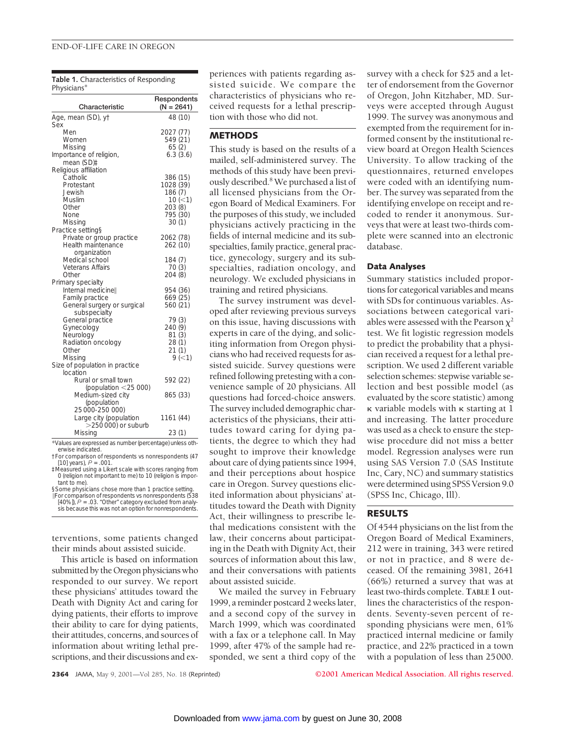**Table 1.** Characteristics of Responding Physicians*

| Characteristic | Respondents (N = 2641) |
|---|---|
| Age, mean (SD), y† | 48 (10) |
| Sex | |
| Men | 2027 (77) |
| Women | 549 (21) |
| Missing | 65 (2) |
| Importance of religion, mean (SD)‡ | 6.3 (3.6) |
| Religious affiliation | |
| Catholic | 386 (15) |
| Protestant | 1028 (39) |
| Jewish | 186 (7) |
| Muslim | 10 (<1) |
| Other | 203 (8) |
| None | 795 (30) |
| Missing | 30 (1) |
| Practice setting§ | |
| Private or group practice | 2062 (78) |
| Health maintenance organization | 262 (10) |
| Medical school | 184 (7) |
| Veterans Affairs | 70 (3) |
| Other | 204 (8) |
| Primary specialty | |
| Internal medicine∥ | 954 (36) |
| Family practice | 669 (25) |
| General surgery or surgical subspecialty | 560 (21) |
| General practice | 79 (3) |
| Gynecology | 240 (9) |
| Neurology | 81 (3) |
| Radiation oncology | 28 (1) |
| Other | 21 (1) |
| Missing | 9 (<1) |
| Size of population in practice location | |
| Rural or small town (population <25 000) | 592 (22) |
| Medium-sized city (population 25 000-250 000) | 865 (33) |
| Large city (population >250 000) or suburb | 1161 (44) |
| Missing | 23 (1) |

*Values are expressed as number (percentage) unless otherwise indicated.
†For comparison of respondents vs nonrespondents (47 [10] years), $P = .001$.
‡Measured using a Likert scale with scores ranging from 0 (religion not important to me) to 10 (religion is important to me).
§Some physicians chose more than 1 practice setting.
∥For comparison of respondents vs nonrespondents (538 [40%]), $P = .03$. "Other" category excluded from analysis because this was not an option for nonrespondents.

terventions, some patients changed their minds about assisted suicide.

This article is based on information submitted by the Oregon physicians who responded to our survey. We report these physicians' attitudes toward the Death with Dignity Act and caring for dying patients, their efforts to improve their ability to care for dying patients, their attitudes, concerns, and sources of information about writing lethal prescriptions, and their discussions and experiences with patients regarding assisted suicide. We compare the characteristics of physicians who received requests for a lethal prescription with those who did not.

## METHODS

This study is based on the results of a mailed, self-administered survey. The methods of this study have been previously described.[8] We purchased a list of all licensed physicians from the Oregon Board of Medical Examiners. For the purposes of this study, we included physicians actively practicing in the fields of internal medicine and its subspecialties, family practice, general practice, gynecology, surgery and its subspecialties, radiation oncology, and neurology. We excluded physicians in training and retired physicians.

The survey instrument was developed after reviewing previous surveys on this issue, having discussions with experts in care of the dying, and soliciting information from Oregon physicians who had received requests for assisted suicide. Survey questions were refined following pretesting with a convenience sample of 20 physicians. All questions had forced-choice answers. The survey included demographic characteristics of the physicians, their attitudes toward caring for dying patients, the degree to which they had sought to improve their knowledge about care of dying patients since 1994, and their perceptions about hospice care in Oregon. Survey questions elicited information about physicians' attitudes toward the Death with Dignity Act, their willingness to prescribe lethal medications consistent with the law, their concerns about participating in the Death with Dignity Act, their sources of information about this law, and their conversations with patients about assisted suicide.

We mailed the survey in February 1999, a reminder postcard 2 weeks later, and a second copy of the survey in March 1999, which was coordinated with a fax or a telephone call. In May 1999, after 47% of the sample had responded, we sent a third copy of the survey with a check for $25 and a letter of endorsement from the Governor of Oregon, John Kitzhaber, MD. Surveys were accepted through August 1999. The survey was anonymous and exempted from the requirement for informed consent by the institutional review board at Oregon Health Sciences University. To allow tracking of the questionnaires, returned envelopes were coded with an identifying number. The survey was separated from the identifying envelope on receipt and recoded to render it anonymous. Surveys that were at least two-thirds complete were scanned into an electronic database.

### Data Analyses

Summary statistics included proportions for categorical variables and means with SDs for continuous variables. Associations between categorical variables were assessed with the Pearson $\chi^2$ test. We fit logistic regression models to predict the probability that a physician received a request for a lethal prescription. We used 2 different variable selection schemes: stepwise variable selection and best possible model (as evaluated by the score statistic) among $\kappa$ variable models with $\kappa$ starting at 1 and increasing. The latter procedure was used as a check to ensure the stepwise procedure did not miss a better model. Regression analyses were run using SAS Version 7.0 (SAS Institute Inc, Cary, NC) and summary statistics were determined using SPSS Version 9.0 (SPSS Inc, Chicago, Ill).

## RESULTS

Of 4544 physicians on the list from the Oregon Board of Medical Examiners, 212 were in training, 343 were retired or not in practice, and 8 were deceased. Of the remaining 3981, 2641 (66%) returned a survey that was at least two-thirds complete. TABLE 1 outlines the characteristics of the respondents. Seventy-seven percent of responding physicians were men, 61% practiced internal medicine or family practice, and 22% practiced in a town with a population of less than 25 000.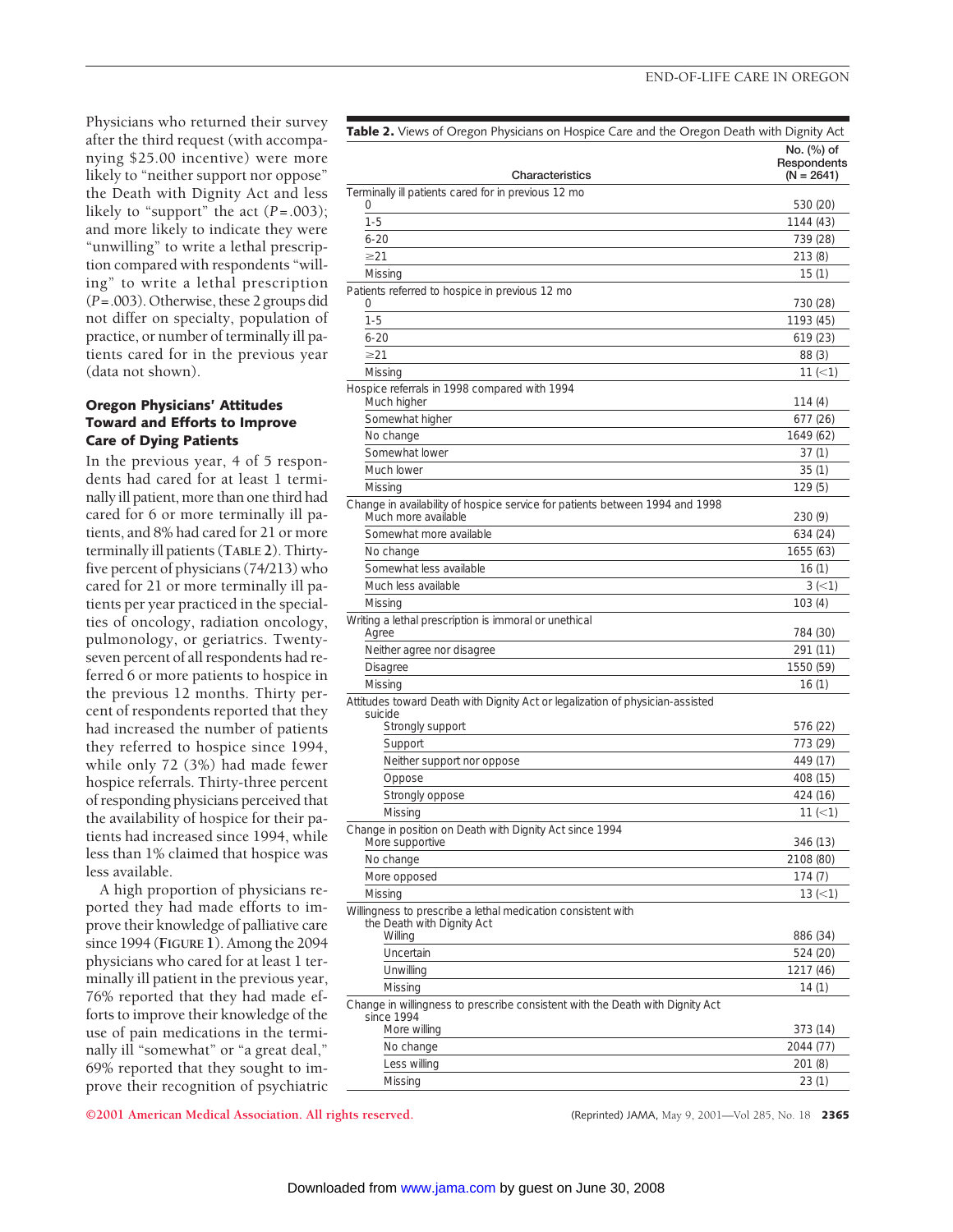Physicians who returned their survey after the third request (with accompanying $25.00 incentive) were more likely to "neither support nor oppose" the Death with Dignity Act and less likely to "support" the act (*P*=.003); and more likely to indicate they were "unwilling" to write a lethal prescription compared with respondents "willing" to write a lethal prescription (*P*=.003). Otherwise, these 2 groups did not differ on specialty, population of practice, or number of terminally ill patients cared for in the previous year (data not shown).

### Oregon Physicians' Attitudes Toward and Efforts to Improve Care of Dying Patients

In the previous year, 4 of 5 respondents had cared for at least 1 terminally ill patient, more than one third had cared for 6 or more terminally ill patients, and 8% had cared for 21 or more terminally ill patients (TABLE 2). Thirty-five percent of physicians (74/213) who cared for 21 or more terminally ill patients per year practiced in the specialties of oncology, radiation oncology, pulmonology, or geriatrics. Twenty-seven percent of all respondents had referred 6 or more patients to hospice in the previous 12 months. Thirty percent of respondents reported that they had increased the number of patients they referred to hospice since 1994, while only 72 (3%) had made fewer hospice referrals. Thirty-three percent of responding physicians perceived that the availability of hospice for their patients had increased since 1994, while less than 1% claimed that hospice was less available.

A high proportion of physicians reported they had made efforts to improve their knowledge of palliative care since 1994 (FIGURE 1). Among the 2094 physicians who cared for at least 1 terminally ill patient in the previous year, 76% reported that they had made efforts to improve their knowledge of the use of pain medications in the terminally ill "somewhat" or "a great deal," 69% reported that they sought to improve their recognition of psychiatric

**Table 2.** Views of Oregon Physicians on Hospice Care and the Oregon Death with Dignity Act

| Characteristics | No. (%) of Respondents (N = 2641) |
|---|---|
| Terminally ill patients cared for in previous 12 mo | |
| 0 | 530 (20) |
| 1-5 | 1144 (43) |
| 6-20 | 739 (28) |
| ≥21 | 213 (8) |
| Missing | 15 (1) |
| Patients referred to hospice in previous 12 mo | |
| 0 | 730 (28) |
| 1-5 | 1193 (45) |
| 6-20 | 619 (23) |
| ≥21 | 88 (3) |
| Missing | 11 (<1) |
| Hospice referrals in 1998 compared with 1994 | |
| Much higher | 114 (4) |
| Somewhat higher | 677 (26) |
| No change | 1649 (62) |
| Somewhat lower | 37 (1) |
| Much lower | 35 (1) |
| Missing | 129 (5) |
| Change in availability of hospice service for patients between 1994 and 1998 | |
| Much more available | 230 (9) |
| Somewhat more available | 634 (24) |
| No change | 1655 (63) |
| Somewhat less available | 16 (1) |
| Much less available | 3 (<1) |
| Missing | 103 (4) |
| Writing a lethal prescription is immoral or unethical | |
| Agree | 784 (30) |
| Neither agree nor disagree | 291 (11) |
| Disagree | 1550 (59) |
| Missing | 16 (1) |
| Attitudes toward Death with Dignity Act or legalization of physician-assisted suicide | |
| Strongly support | 576 (22) |
| Support | 773 (29) |
| Neither support nor oppose | 449 (17) |
| Oppose | 408 (15) |
| Strongly oppose | 424 (16) |
| Missing | 11 (<1) |
| Change in position on Death with Dignity Act since 1994 | |
| More supportive | 346 (13) |
| No change | 2108 (80) |
| More opposed | 174 (7) |
| Missing | 13 (<1) |
| Willingness to prescribe a lethal medication consistent with the Death with Dignity Act | |
| Willing | 886 (34) |
| Uncertain | 524 (20) |
| Unwilling | 1217 (46) |
| Missing | 14 (1) |
| Change in willingness to prescribe consistent with the Death with Dignity Act since 1994 | |
| More willing | 373 (14) |
| No change | 2044 (77) |
| Less willing | 201 (8) |
| Missing | 23 (1) |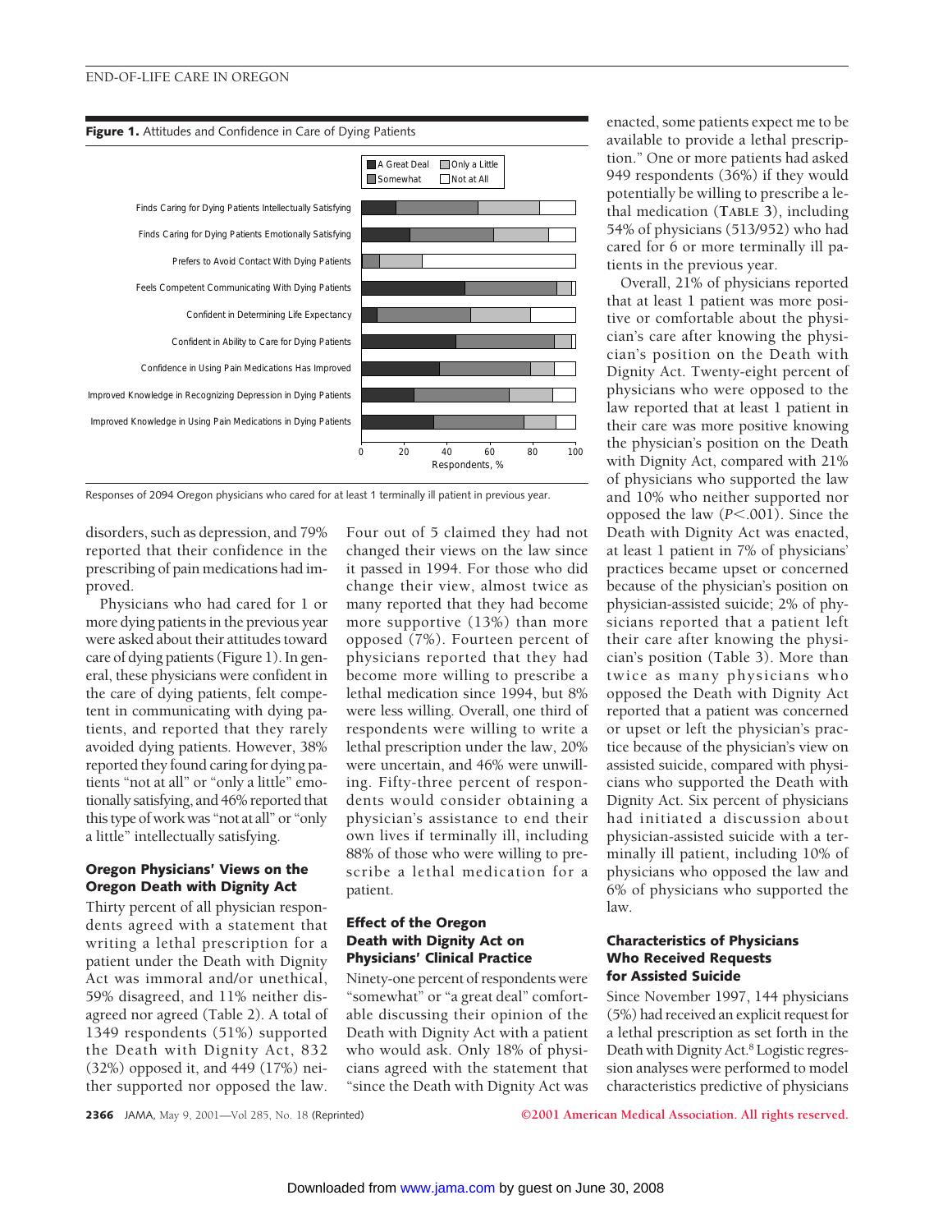**Figure 1.** Attitudes and Confidence in Care of Dying Patients

Responses of 2094 Oregon physicians who cared for at least 1 terminally ill patient in previous year.

disorders, such as depression, and 79% reported that their confidence in the prescribing of pain medications had improved.

Physicians who had cared for 1 or more dying patients in the previous year were asked about their attitudes toward care of dying patients (Figure 1). In general, these physicians were confident in the care of dying patients, felt competent in communicating with dying patients, and reported that they rarely avoided dying patients. However, 38% reported they found caring for dying patients "not at all" or "only a little" emotionally satisfying, and 46% reported that this type of work was "not at all" or "only a little" intellectually satisfying.

### Oregon Physicians' Views on the Oregon Death with Dignity Act

Thirty percent of all physician respondents agreed with a statement that writing a lethal prescription for a patient under the Death with Dignity Act was immoral and/or unethical, 59% disagreed, and 11% neither disagreed nor agreed (Table 2). A total of 1349 respondents (51%) supported the Death with Dignity Act, 832 (32%) opposed it, and 449 (17%) neither supported nor opposed the law. Four out of 5 claimed they had not changed their views on the law since it passed in 1994. For those who did change their view, almost twice as many reported that they had become more supportive (13%) than more opposed (7%). Fourteen percent of physicians reported that they had become more willing to prescribe a lethal medication since 1994, but 8% were less willing. Overall, one third of respondents were willing to write a lethal prescription under the law, 20% were uncertain, and 46% were unwilling. Fifty-three percent of respondents would consider obtaining a physician's assistance to end their own lives if terminally ill, including 88% of those who were willing to prescribe a lethal medication for a patient.

### Effect of the Oregon Death with Dignity Act on Physicians' Clinical Practice

Ninety-one percent of respondents were "somewhat" or "a great deal" comfortable discussing their opinion of the Death with Dignity Act with a patient who would ask. Only 18% of physicians agreed with the statement that "since the Death with Dignity Act was enacted, some patients expect me to be available to provide a lethal prescription." One or more patients had asked 949 respondents (36%) if they would potentially be willing to prescribe a lethal medication (**TABLE 3**), including 54% of physicians (513/952) who had cared for 6 or more terminally ill patients in the previous year.

Overall, 21% of physicians reported that at least 1 patient was more positive or comfortable about the physician's care after knowing the physician's position on the Death with Dignity Act. Twenty-eight percent of physicians who were opposed to the law reported that at least 1 patient in their care was more positive knowing the physician's position on the Death with Dignity Act, compared with 21% of physicians who supported the law and 10% who neither supported nor opposed the law ($P<.001$). Since the Death with Dignity Act was enacted, at least 1 patient in 7% of physicians' practices became upset or concerned because of the physician's position on physician-assisted suicide; 2% of physicians reported that a patient left their care after knowing the physician's position (Table 3). More than twice as many physicians who opposed the Death with Dignity Act reported that a patient was concerned or upset or left the physician's practice because of the physician's view on assisted suicide, compared with physicians who supported the Death with Dignity Act. Six percent of physicians had initiated a discussion about physician-assisted suicide with a terminally ill patient, including 10% of physicians who opposed the law and 6% of physicians who supported the law.

### Characteristics of Physicians Who Received Requests for Assisted Suicide

Since November 1997, 144 physicians (5%) had received an explicit request for a lethal prescription as set forth in the Death with Dignity Act.[8] Logistic regression analyses were performed to model characteristics predictive of physicians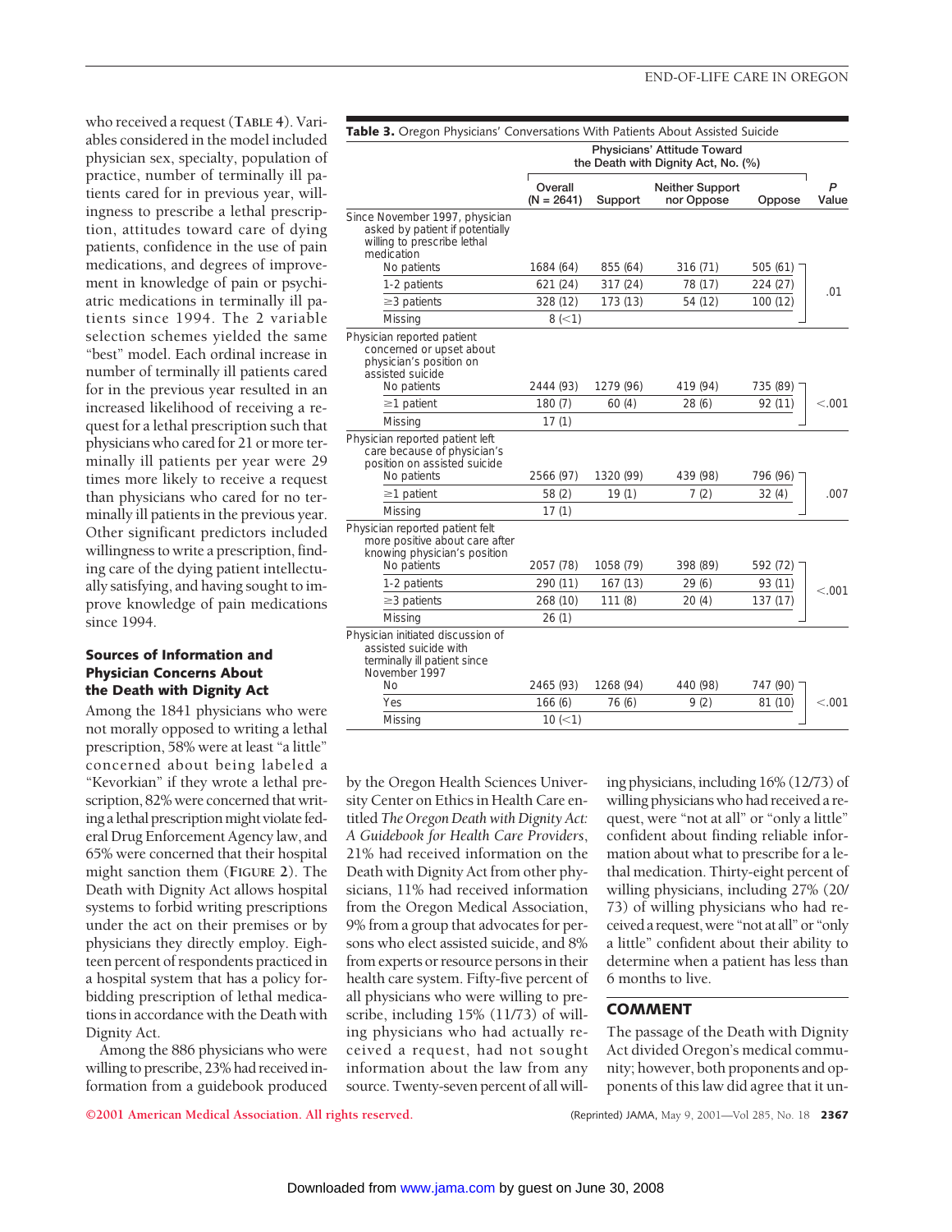who received a request (TABLE 4). Variables considered in the model included physician sex, specialty, population of practice, number of terminally ill patients cared for in previous year, willingness to prescribe a lethal prescription, attitudes toward care of dying patients, confidence in the use of pain medications, and degrees of improvement in knowledge of pain or psychiatric medications in terminally ill patients since 1994. The 2 variable selection schemes yielded the same "best" model. Each ordinal increase in number of terminally ill patients cared for in the previous year resulted in an increased likelihood of receiving a request for a lethal prescription such that physicians who cared for 21 or more terminally ill patients per year were 29 times more likely to receive a request than physicians who cared for no terminally ill patients in the previous year. Other significant predictors included willingness to write a prescription, finding care of the dying patient intellectually satisfying, and having sought to improve knowledge of pain medications since 1994.

**Table 3.** Oregon Physicians' Conversations With Patients About Assisted Suicide

| | Physicians' Attitude Toward the Death with Dignity Act, No. (%) | | | | |
|---|---|---|---|---|---|
| | Overall (N = 2641) | Support | Neither Support nor Oppose | Oppose | *P* Value |
| Since November 1997, physician asked by patient if potentially willing to prescribe lethal medication | | | | | |
| No patients | 1684 (64) | 855 (64) | 316 (71) | 505 (61) | .01 |
| 1-2 patients | 621 (24) | 317 (24) | 78 (17) | 224 (27) | |
| ≥3 patients | 328 (12) | 173 (13) | 54 (12) | 100 (12) | |
| Missing | 8 (<1) | | | | |
| Physician reported patient concerned or upset about physician's position on assisted suicide | | | | | |
| No patients | 2444 (93) | 1279 (96) | 419 (94) | 735 (89) | <.001 |
| ≥1 patient | 180 (7) | 60 (4) | 28 (6) | 92 (11) | |
| Missing | 17 (1) | | | | |
| Physician reported patient left care because of physician's position on assisted suicide | | | | | |
| No patients | 2566 (97) | 1320 (99) | 439 (98) | 796 (96) | .007 |
| ≥1 patient | 58 (2) | 19 (1) | 7 (2) | 32 (4) | |
| Missing | 17 (1) | | | | |
| Physician reported patient felt more positive about care after knowing physician's position | | | | | |
| No patients | 2057 (78) | 1058 (79) | 398 (89) | 592 (72) | <.001 |
| 1-2 patients | 290 (11) | 167 (13) | 29 (6) | 93 (11) | |
| ≥3 patients | 268 (10) | 111 (8) | 20 (4) | 137 (17) | |
| Missing | 26 (1) | | | | |
| Physician initiated discussion of assisted suicide with terminally ill patient since November 1997 | | | | | |
| No | 2465 (93) | 1268 (94) | 440 (98) | 747 (90) | <.001 |
| Yes | 166 (6) | 76 (6) | 9 (2) | 81 (10) | |
| Missing | 10 (<1) | | | | |

### Sources of Information and Physician Concerns About the Death with Dignity Act

Among the 1841 physicians who were not morally opposed to writing a lethal prescription, 58% were at least "a little" concerned about being labeled a "Kevorkian" if they wrote a lethal prescription, 82% were concerned that writing a lethal prescription might violate federal Drug Enforcement Agency law, and 65% were concerned that their hospital might sanction them (FIGURE 2). The Death with Dignity Act allows hospital systems to forbid writing prescriptions under the act on their premises or by physicians they directly employ. Eighteen percent of respondents practiced in a hospital system that has a policy forbidding prescription of lethal medications in accordance with the Death with Dignity Act.

Among the 886 physicians who were willing to prescribe, 23% had received information from a guidebook produced by the Oregon Health Sciences University Center on Ethics in Health Care entitled *The Oregon Death with Dignity Act: A Guidebook for Health Care Providers*, 21% had received information on the Death with Dignity Act from other physicians, 11% had received information from the Oregon Medical Association, 9% from a group that advocates for persons who elect assisted suicide, and 8% from experts or resource persons in their health care system. Fifty-five percent of all physicians who were willing to prescribe, including 15% (11/73) of willing physicians who had actually received a request, had not sought information about the law from any source. Twenty-seven percent of all willing physicians, including 16% (12/73) of willing physicians who had received a request, were "not at all" or "only a little" confident about finding reliable information about what to prescribe for a lethal medication. Thirty-eight percent of willing physicians, including 27% (20/73) of willing physicians who had received a request, were "not at all" or "only a little" confident about their ability to determine when a patient has less than 6 months to live.

## COMMENT

The passage of the Death with Dignity Act divided Oregon's medical community; however, both proponents and opponents of this law did agree that it un-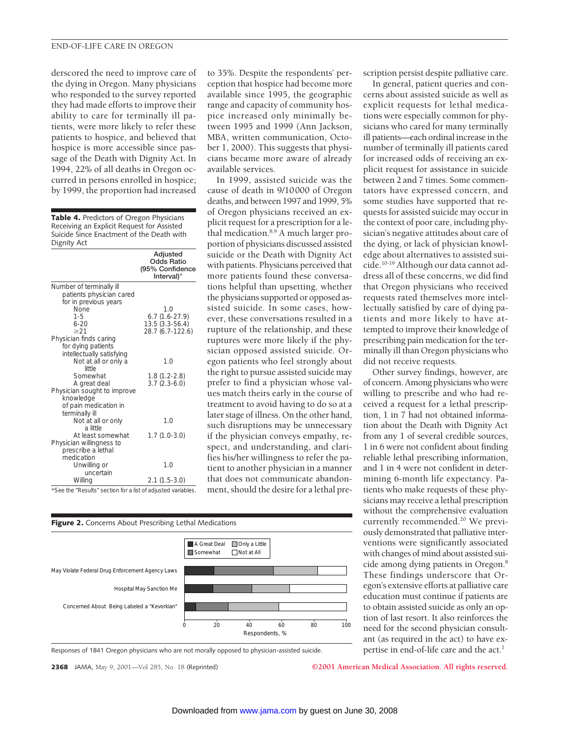derscored the need to improve care of the dying in Oregon. Many physicians who responded to the survey reported they had made efforts to improve their ability to care for terminally ill patients, were more likely to refer these patients to hospice, and believed that hospice is more accessible since passage of the Death with Dignity Act. In 1994, 22% of all deaths in Oregon occurred in persons enrolled in hospice; by 1999, the proportion had increased to 35%. Despite the respondents' perception that hospice had become more available since 1995, the geographic range and capacity of community hospice increased only minimally between 1995 and 1999 (Ann Jackson, MBA, written communication, October 1, 2000). This suggests that physicians became more aware of already available services.

**Table 4.** Predictors of Oregon Physicians Receiving an Explicit Request for Assisted Suicide Since Enactment of the Death with Dignity Act

| | Adjusted Odds Ratio (95% Confidence Interval)* |
|---|---|
| Number of terminally ill patients physician cared for in previous years | |
| None | 1.0 |
| 1-5 | 6.7 (1.6-27.9) |
| 6-20 | 13.5 (3.3-56.4) |
| ≥21 | 28.7 (6.7-122.6) |
| Physician finds caring for dying patients intellectually satisfying | |
| Not at all or only a little | 1.0 |
| Somewhat | 1.8 (1.2-2.8) |
| A great deal | 3.7 (2.3-6.0) |
| Physician sought to improve knowledge of pain medication in terminally ill | |
| Not at all or only a little | 1.0 |
| At least somewhat | 1.7 (1.0-3.0) |
| Physician willingness to prescribe a lethal medication | |
| Unwilling or uncertain | 1.0 |
| Willing | 2.1 (1.5-3.0) |

*See the "Results" section for a list of adjusted variables.

In 1999, assisted suicide was the cause of death in 9/10000 of Oregon deaths, and between 1997 and 1999, 5% of Oregon physicians received an explicit request for a prescription for a lethal medication.[8,9] A much larger proportion of physicians discussed assisted suicide or the Death with Dignity Act with patients. Physicians perceived that more patients found these conversations helpful than upsetting, whether the physicians supported or opposed assisted suicide. In some cases, however, these conversations resulted in a rupture of the relationship, and these ruptures were more likely if the physician opposed assisted suicide. Oregon patients who feel strongly about the right to pursue assisted suicide may prefer to find a physician whose values match theirs early in the course of treatment to avoid having to do so at a later stage of illness. On the other hand, such disruptions may be unnecessary if the physician conveys empathy, respect, and understanding, and clarifies his/her willingness to refer the patient to another physician in a manner that does not communicate abandonment, should the desire for a lethal prescription persist despite palliative care.

In general, patient queries and concerns about assisted suicide as well as explicit requests for lethal medications were especially common for physicians who cared for many terminally ill patients—each ordinal increase in the number of terminally ill patients cared for increased odds of receiving an explicit request for assistance in suicide between 2 and 7 times. Some commentators have expressed concern, and some studies have supported that requests for assisted suicide may occur in the context of poor care, including physician's negative attitudes about care of the dying, or lack of physician knowledge about alternatives to assisted suicide.[10-19] Although our data cannot address all of these concerns, we did find that Oregon physicians who received requests rated themselves more intellectually satisfied by care of dying patients and more likely to have attempted to improve their knowledge of prescribing pain medication for the terminally ill than Oregon physicians who did not receive requests.

Other survey findings, however, are of concern. Among physicians who were willing to prescribe and who had received a request for a lethal prescription, 1 in 7 had not obtained information about the Death with Dignity Act from any 1 of several credible sources, 1 in 6 were not confident about finding reliable lethal prescribing information, and 1 in 4 were not confident in determining 6-month life expectancy. Patients who make requests of these physicians may receive a lethal prescription without the comprehensive evaluation currently recommended.[20] We previously demonstrated that palliative interventions were significantly associated with changes of mind about assisted suicide among dying patients in Oregon.[8] These findings underscore that Oregon's extensive efforts at palliative care education must continue if patients are to obtain assisted suicide as only an option of last resort. It also reinforces the need for the second physician consultant (as required in the act) to have expertise in end-of-life care and the act.[1]

**Figure 2.** Concerns About Prescribing Lethal Medications

Responses of 1841 Oregon physicians who are not morally opposed to physician-assisted suicide.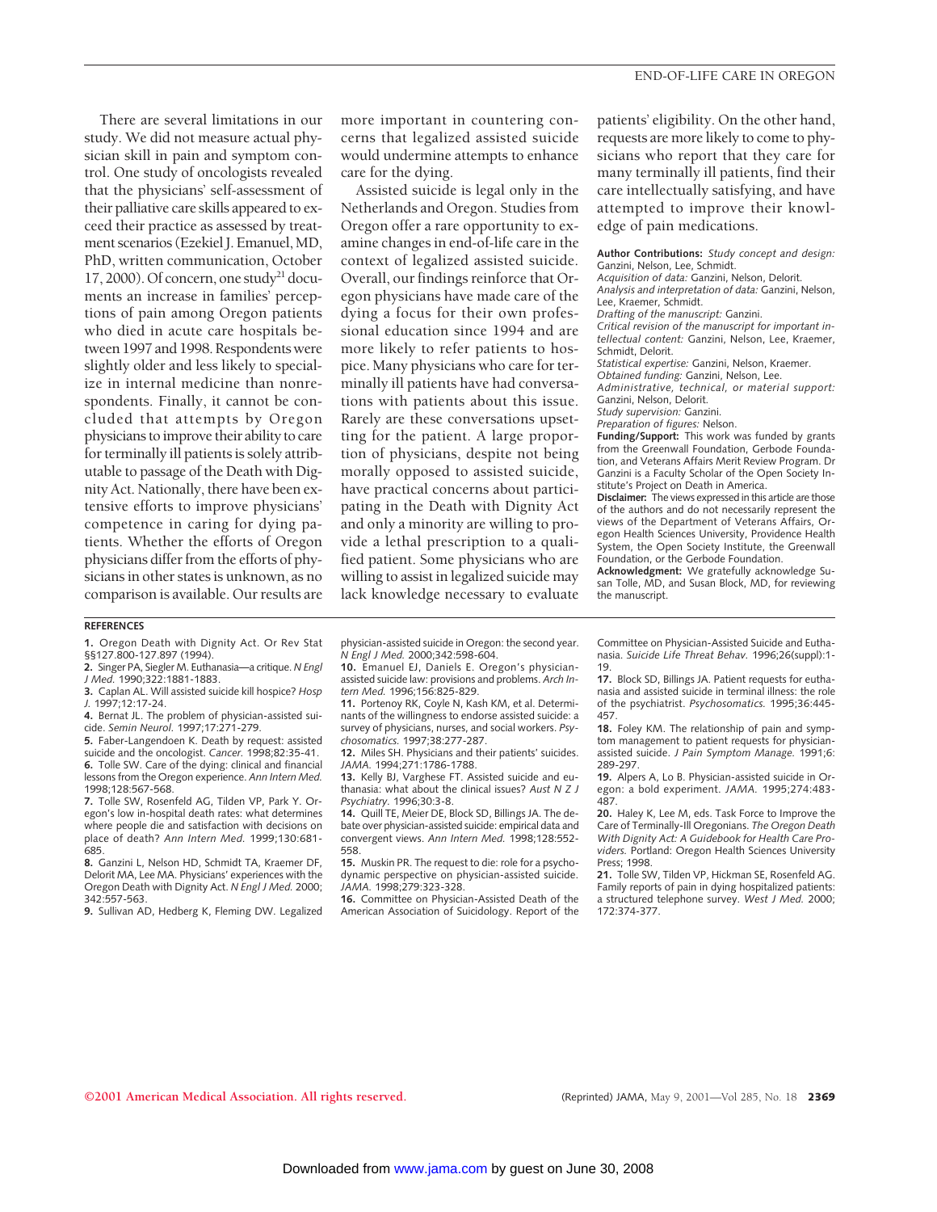There are several limitations in our study. We did not measure actual physician skill in pain and symptom control. One study of oncologists revealed that the physicians' self-assessment of their palliative care skills appeared to exceed their practice as assessed by treatment scenarios (Ezekiel J. Emanuel, MD, PhD, written communication, October 17, 2000). Of concern, one study[21] documents an increase in families' perceptions of pain among Oregon patients who died in acute care hospitals between 1997 and 1998. Respondents were slightly older and less likely to specialize in internal medicine than nonrespondents. Finally, it cannot be concluded that attempts by Oregon physicians to improve their ability to care for terminally ill patients is solely attributable to passage of the Death with Dignity Act. Nationally, there have been extensive efforts to improve physicians' competence in caring for dying patients. Whether the efforts of Oregon physicians differ from the efforts of physicians in other states is unknown, as no comparison is available. Our results are more important in countering concerns that legalized assisted suicide would undermine attempts to enhance care for the dying.

Assisted suicide is legal only in the Netherlands and Oregon. Studies from Oregon offer a rare opportunity to examine changes in end-of-life care in the context of legalized assisted suicide. Overall, our findings reinforce that Oregon physicians have made care of the dying a focus for their own professional education since 1994 and are more likely to refer patients to hospice. Many physicians who care for terminally ill patients have had conversations with patients about this issue. Rarely are these conversations upsetting for the patient. A large proportion of physicians, despite not being morally opposed to assisted suicide, have practical concerns about participating in the Death with Dignity Act and only a minority are willing to provide a lethal prescription to a qualified patient. Some physicians who are willing to assist in legalized suicide may lack knowledge necessary to evaluate patients' eligibility. On the other hand, requests are more likely to come to physicians who report that they care for many terminally ill patients, find their care intellectually satisfying, and have attempted to improve their knowledge of pain medications.

**Author Contributions:** *Study concept and design:* Ganzini, Nelson, Lee, Schmidt.
*Acquisition of data:* Ganzini, Nelson, Delorit.
*Analysis and interpretation of data:* Ganzini, Nelson, Lee, Kraemer, Schmidt.
*Drafting of the manuscript:* Ganzini.
*Critical revision of the manuscript for important intellectual content:* Ganzini, Nelson, Lee, Kraemer, Schmidt, Delorit.
*Statistical expertise:* Ganzini, Nelson, Kraemer.
*Obtained funding:* Ganzini, Nelson, Lee.
*Administrative, technical, or material support:* Ganzini, Nelson, Delorit.
*Study supervision:* Ganzini.
*Preparation of figures:* Nelson.

**Funding/Support:** This work was funded by grants from the Greenwall Foundation, Gerbode Foundation, and Veterans Affairs Merit Review Program. Dr Ganzini is a Faculty Scholar of the Open Society Institute's Project on Death in America.

**Disclaimer:** The views expressed in this article are those of the authors and do not necessarily represent the views of the Department of Veterans Affairs, Oregon Health Sciences University, Providence Health System, the Open Society Institute, the Greenwall Foundation, or the Gerbode Foundation.

**Acknowledgment:** We gratefully acknowledge Susan Tolle, MD, and Susan Block, MD, for reviewing the manuscript.

## REFERENCES

1. Oregon Death with Dignity Act. Or Rev Stat §§127.800-127.897 (1994).
2. Singer PA, Siegler M. Euthanasia—a critique. *N Engl J Med.* 1990;322:1881-1883.
3. Caplan AL. Will assisted suicide kill hospice? *Hosp J.* 1997;12:17-24.
4. Bernat JL. The problem of physician-assisted suicide. *Semin Neurol.* 1997;17:271-279.
5. Faber-Langendoen K. Death by request: assisted suicide and the oncologist. *Cancer.* 1998;82:35-41.
6. Tolle SW. Care of the dying: clinical and financial lessons from the Oregon experience. *Ann Intern Med.* 1998;128:567-568.
7. Tolle SW, Rosenfeld AG, Tilden VP, Park Y. Oregon's low in-hospital death rates: what determines where people die and satisfaction with decisions on place of death? *Ann Intern Med.* 1999;130:681-685.
8. Ganzini L, Nelson HD, Schmidt TA, Kraemer DF, Delorit MA, Lee MA. Physicians' experiences with the Oregon Death with Dignity Act. *N Engl J Med.* 2000;342:557-563.
9. Sullivan AD, Hedberg K, Fleming DW. Legalized physician-assisted suicide in Oregon: the second year. *N Engl J Med.* 2000;342:598-604.
10. Emanuel EJ, Daniels E. Oregon's physician-assisted suicide law: provisions and problems. *Arch Intern Med.* 1996;156:825-829.
11. Portenoy RK, Coyle N, Kash KM, et al. Determinants of the willingness to endorse assisted suicide: a survey of physicians, nurses, and social workers. *Psychosomatics.* 1997;38:277-287.
12. Miles SH. Physicians and their patients' suicides. *JAMA.* 1994;271:1786-1788.
13. Kelly BJ, Varghese FT. Assisted suicide and euthanasia: what about the clinical issues? *Aust N Z J Psychiatry.* 1996;30:3-8.
14. Quill TE, Meier DE, Block SD, Billings JA. The debate over physician-assisted suicide: empirical data and convergent views. *Ann Intern Med.* 1998;128:552-558.
15. Muskin PR. The request to die: role for a psychodynamic perspective on physician-assisted suicide. *JAMA.* 1998;279:323-328.
16. Committee on Physician-Assisted Death of the American Association of Suicidology. Report of the Committee on Physician-Assisted Suicide and Euthanasia. *Suicide Life Threat Behav.* 1996;26(suppl):1-19.
17. Block SD, Billings JA. Patient requests for euthanasia and assisted suicide in terminal illness: the role of the psychiatrist. *Psychosomatics.* 1995;36:445-457.
18. Foley KM. The relationship of pain and symptom management to patient requests for physician-assisted suicide. *J Pain Symptom Manage.* 1991;6:289-297.
19. Alpers A, Lo B. Physician-assisted suicide in Oregon: a bold experiment. *JAMA.* 1995;274:483-487.
20. Haley K, Lee M, eds. Task Force to Improve the Care of Terminally-Ill Oregonians. *The Oregon Death With Dignity Act: A Guidebook for Health Care Providers.* Portland: Oregon Health Sciences University Press; 1998.
21. Tolle SW, Tilden VP, Hickman SE, Rosenfeld AG. Family reports of pain in dying hospitalized patients: a structured telephone survey. *West J Med.* 2000;172:374-377.